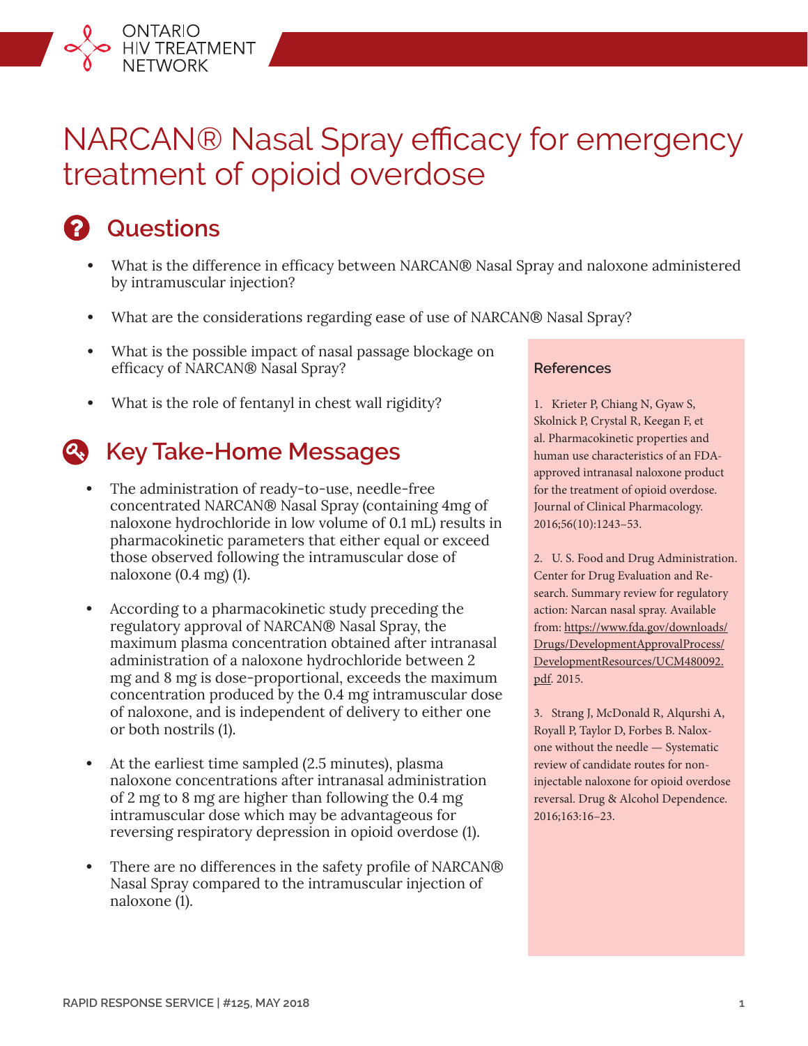ONTARIO HIV TREATMENT NETWORK

# NARCAN® Nasal Spray efficacy for emergency treatment of opioid overdose

## Questions

- What is the difference in efficacy between NARCAN® Nasal Spray and naloxone administered by intramuscular injection?
- What are the considerations regarding ease of use of NARCAN® Nasal Spray?
- What is the possible impact of nasal passage blockage on efficacy of NARCAN® Nasal Spray?
- What is the role of fentanyl in chest wall rigidity?

## Key Take-Home Messages

- The administration of ready-to-use, needle-free concentrated NARCAN® Nasal Spray (containing 4mg of naloxone hydrochloride in low volume of 0.1 mL) results in pharmacokinetic parameters that either equal or exceed those observed following the intramuscular dose of naloxone (0.4 mg) (1).
- According to a pharmacokinetic study preceding the regulatory approval of NARCAN® Nasal Spray, the maximum plasma concentration obtained after intranasal administration of a naloxone hydrochloride between 2 mg and 8 mg is dose-proportional, exceeds the maximum concentration produced by the 0.4 mg intramuscular dose of naloxone, and is independent of delivery to either one or both nostrils (1).
- At the earliest time sampled (2.5 minutes), plasma naloxone concentrations after intranasal administration of 2 mg to 8 mg are higher than following the 0.4 mg intramuscular dose which may be advantageous for reversing respiratory depression in opioid overdose (1).
- There are no differences in the safety profile of NARCAN® Nasal Spray compared to the intramuscular injection of naloxone (1).

### References

1. Krieter P, Chiang N, Gyaw S, Skolnick P, Crystal R, Keegan F, et al. Pharmacokinetic properties and human use characteristics of an FDA-approved intranasal naloxone product for the treatment of opioid overdose. Journal of Clinical Pharmacology. 2016;56(10):1243–53.

2. U. S. Food and Drug Administration. Center for Drug Evaluation and Research. Summary review for regulatory action: Narcan nasal spray. Available from: https://www.fda.gov/downloads/Drugs/DevelopmentApprovalProcess/DevelopmentResources/UCM480092.pdf. 2015.

3. Strang J, McDonald R, Alqurshi A, Royall P, Taylor D, Forbes B. Naloxone without the needle — Systematic review of candidate routes for non-injectable naloxone for opioid overdose reversal. Drug & Alcohol Dependence. 2016;163:16–23.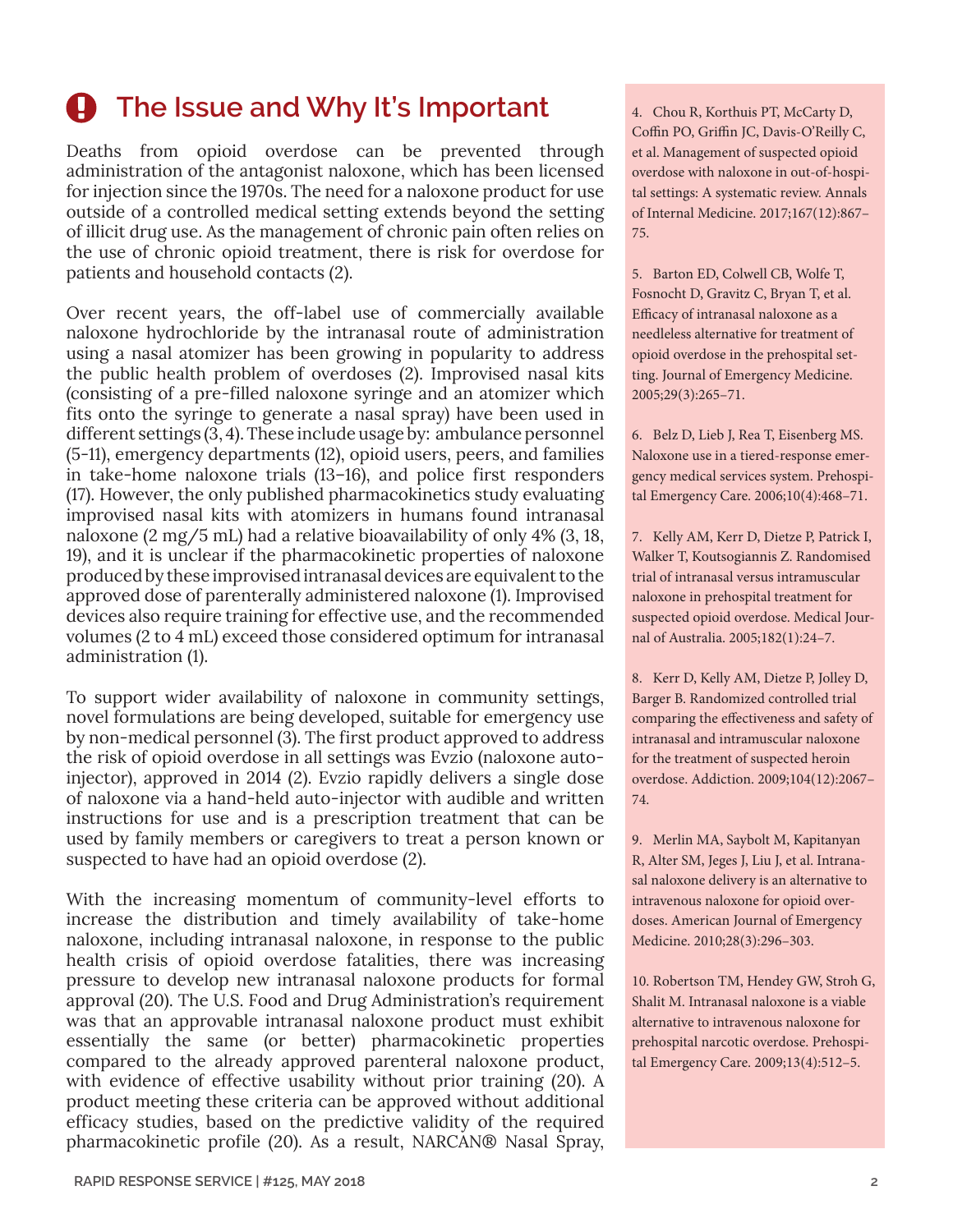## The Issue and Why It's Important

Deaths from opioid overdose can be prevented through administration of the antagonist naloxone, which has been licensed for injection since the 1970s. The need for a naloxone product for use outside of a controlled medical setting extends beyond the setting of illicit drug use. As the management of chronic pain often relies on the use of chronic opioid treatment, there is risk for overdose for patients and household contacts (2).

Over recent years, the off-label use of commercially available naloxone hydrochloride by the intranasal route of administration using a nasal atomizer has been growing in popularity to address the public health problem of overdoses (2). Improvised nasal kits (consisting of a pre-filled naloxone syringe and an atomizer which fits onto the syringe to generate a nasal spray) have been used in different settings (3, 4). These include usage by: ambulance personnel (5-11), emergency departments (12), opioid users, peers, and families in take-home naloxone trials (13–16), and police first responders (17). However, the only published pharmacokinetics study evaluating improvised nasal kits with atomizers in humans found intranasal naloxone (2 mg/5 mL) had a relative bioavailability of only 4% (3, 18, 19), and it is unclear if the pharmacokinetic properties of naloxone produced by these improvised intranasal devices are equivalent to the approved dose of parenterally administered naloxone (1). Improvised devices also require training for effective use, and the recommended volumes (2 to 4 mL) exceed those considered optimum for intranasal administration (1).

To support wider availability of naloxone in community settings, novel formulations are being developed, suitable for emergency use by non-medical personnel (3). The first product approved to address the risk of opioid overdose in all settings was Evzio (naloxone auto-injector), approved in 2014 (2). Evzio rapidly delivers a single dose of naloxone via a hand-held auto-injector with audible and written instructions for use and is a prescription treatment that can be used by family members or caregivers to treat a person known or suspected to have had an opioid overdose (2).

With the increasing momentum of community-level efforts to increase the distribution and timely availability of take-home naloxone, including intranasal naloxone, in response to the public health crisis of opioid overdose fatalities, there was increasing pressure to develop new intranasal naloxone products for formal approval (20). The U.S. Food and Drug Administration's requirement was that an approvable intranasal naloxone product must exhibit essentially the same (or better) pharmacokinetic properties compared to the already approved parenteral naloxone product, with evidence of effective usability without prior training (20). A product meeting these criteria can be approved without additional efficacy studies, based on the predictive validity of the required pharmacokinetic profile (20). As a result, NARCAN® Nasal Spray,

4. Chou R, Korthuis PT, McCarty D, Coffin PO, Griffin JC, Davis-O'Reilly C, et al. Management of suspected opioid overdose with naloxone in out-of-hospital settings: A systematic review. Annals of Internal Medicine. 2017;167(12):867–75.

5. Barton ED, Colwell CB, Wolfe T, Fosnocht D, Gravitz C, Bryan T, et al. Efficacy of intranasal naloxone as a needleless alternative for treatment of opioid overdose in the prehospital setting. Journal of Emergency Medicine. 2005;29(3):265–71.

6. Belz D, Lieb J, Rea T, Eisenberg MS. Naloxone use in a tiered-response emergency medical services system. Prehospital Emergency Care. 2006;10(4):468–71.

7. Kelly AM, Kerr D, Dietze P, Patrick I, Walker T, Koutsogiannis Z. Randomised trial of intranasal versus intramuscular naloxone in prehospital treatment for suspected opioid overdose. Medical Journal of Australia. 2005;182(1):24–7.

8. Kerr D, Kelly AM, Dietze P, Jolley D, Barger B. Randomized controlled trial comparing the effectiveness and safety of intranasal and intramuscular naloxone for the treatment of suspected heroin overdose. Addiction. 2009;104(12):2067–74.

9. Merlin MA, Saybolt M, Kapitanyan R, Alter SM, Jeges J, Liu J, et al. Intranasal naloxone delivery is an alternative to intravenous naloxone for opioid overdoses. American Journal of Emergency Medicine. 2010;28(3):296–303.

10. Robertson TM, Hendey GW, Stroh G, Shalit M. Intranasal naloxone is a viable alternative to intravenous naloxone for prehospital narcotic overdose. Prehospital Emergency Care. 2009;13(4):512–5.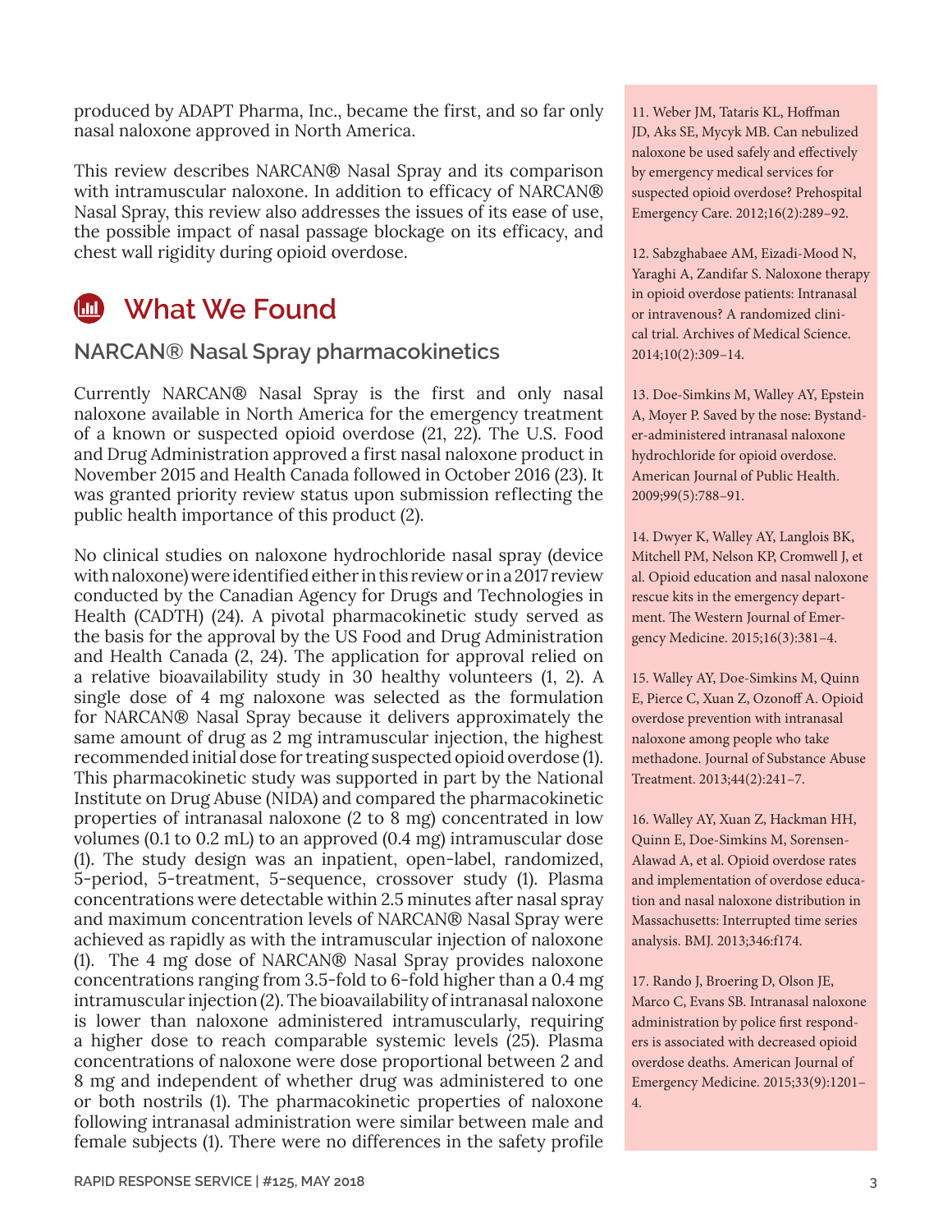produced by ADAPT Pharma, Inc., became the first, and so far only nasal naloxone approved in North America.

This review describes NARCAN® Nasal Spray and its comparison with intramuscular naloxone. In addition to efficacy of NARCAN® Nasal Spray, this review also addresses the issues of its ease of use, the possible impact of nasal passage blockage on its efficacy, and chest wall rigidity during opioid overdose.

## What We Found

### NARCAN® Nasal Spray pharmacokinetics

Currently NARCAN® Nasal Spray is the first and only nasal naloxone available in North America for the emergency treatment of a known or suspected opioid overdose (21, 22). The U.S. Food and Drug Administration approved a first nasal naloxone product in November 2015 and Health Canada followed in October 2016 (23). It was granted priority review status upon submission reflecting the public health importance of this product (2).

No clinical studies on naloxone hydrochloride nasal spray (device with naloxone) were identified either in this review or in a 2017 review conducted by the Canadian Agency for Drugs and Technologies in Health (CADTH) (24). A pivotal pharmacokinetic study served as the basis for the approval by the US Food and Drug Administration and Health Canada (2, 24). The application for approval relied on a relative bioavailability study in 30 healthy volunteers (1, 2). A single dose of 4 mg naloxone was selected as the formulation for NARCAN® Nasal Spray because it delivers approximately the same amount of drug as 2 mg intramuscular injection, the highest recommended initial dose for treating suspected opioid overdose (1). This pharmacokinetic study was supported in part by the National Institute on Drug Abuse (NIDA) and compared the pharmacokinetic properties of intranasal naloxone (2 to 8 mg) concentrated in low volumes (0.1 to 0.2 mL) to an approved (0.4 mg) intramuscular dose (1). The study design was an inpatient, open-label, randomized, 5-period, 5-treatment, 5-sequence, crossover study (1). Plasma concentrations were detectable within 2.5 minutes after nasal spray and maximum concentration levels of NARCAN® Nasal Spray were achieved as rapidly as with the intramuscular injection of naloxone (1). The 4 mg dose of NARCAN® Nasal Spray provides naloxone concentrations ranging from 3.5-fold to 6-fold higher than a 0.4 mg intramuscular injection (2). The bioavailability of intranasal naloxone is lower than naloxone administered intramuscularly, requiring a higher dose to reach comparable systemic levels (25). Plasma concentrations of naloxone were dose proportional between 2 and 8 mg and independent of whether drug was administered to one or both nostrils (1). The pharmacokinetic properties of naloxone following intranasal administration were similar between male and female subjects (1). There were no differences in the safety profile

11. Weber JM, Tataris KL, Hoffman JD, Aks SE, Mycyk MB. Can nebulized naloxone be used safely and effectively by emergency medical services for suspected opioid overdose? Prehospital Emergency Care. 2012;16(2):289–92.

12. Sabzghabaee AM, Eizadi-Mood N, Yaraghi A, Zandifar S. Naloxone therapy in opioid overdose patients: Intranasal or intravenous? A randomized clinical trial. Archives of Medical Science. 2014;10(2):309–14.

13. Doe-Simkins M, Walley AY, Epstein A, Moyer P. Saved by the nose: Bystander-administered intranasal naloxone hydrochloride for opioid overdose. American Journal of Public Health. 2009;99(5):788–91.

14. Dwyer K, Walley AY, Langlois BK, Mitchell PM, Nelson KP, Cromwell J, et al. Opioid education and nasal naloxone rescue kits in the emergency department. The Western Journal of Emergency Medicine. 2015;16(3):381–4.

15. Walley AY, Doe-Simkins M, Quinn E, Pierce C, Xuan Z, Ozonoff A. Opioid overdose prevention with intranasal naloxone among people who take methadone. Journal of Substance Abuse Treatment. 2013;44(2):241–7.

16. Walley AY, Xuan Z, Hackman HH, Quinn E, Doe-Simkins M, Sorensen-Alawad A, et al. Opioid overdose rates and implementation of overdose education and nasal naloxone distribution in Massachusetts: Interrupted time series analysis. BMJ. 2013;346:f174.

17. Rando J, Broering D, Olson JE, Marco C, Evans SB. Intranasal naloxone administration by police first responders is associated with decreased opioid overdose deaths. American Journal of Emergency Medicine. 2015;33(9):1201–4.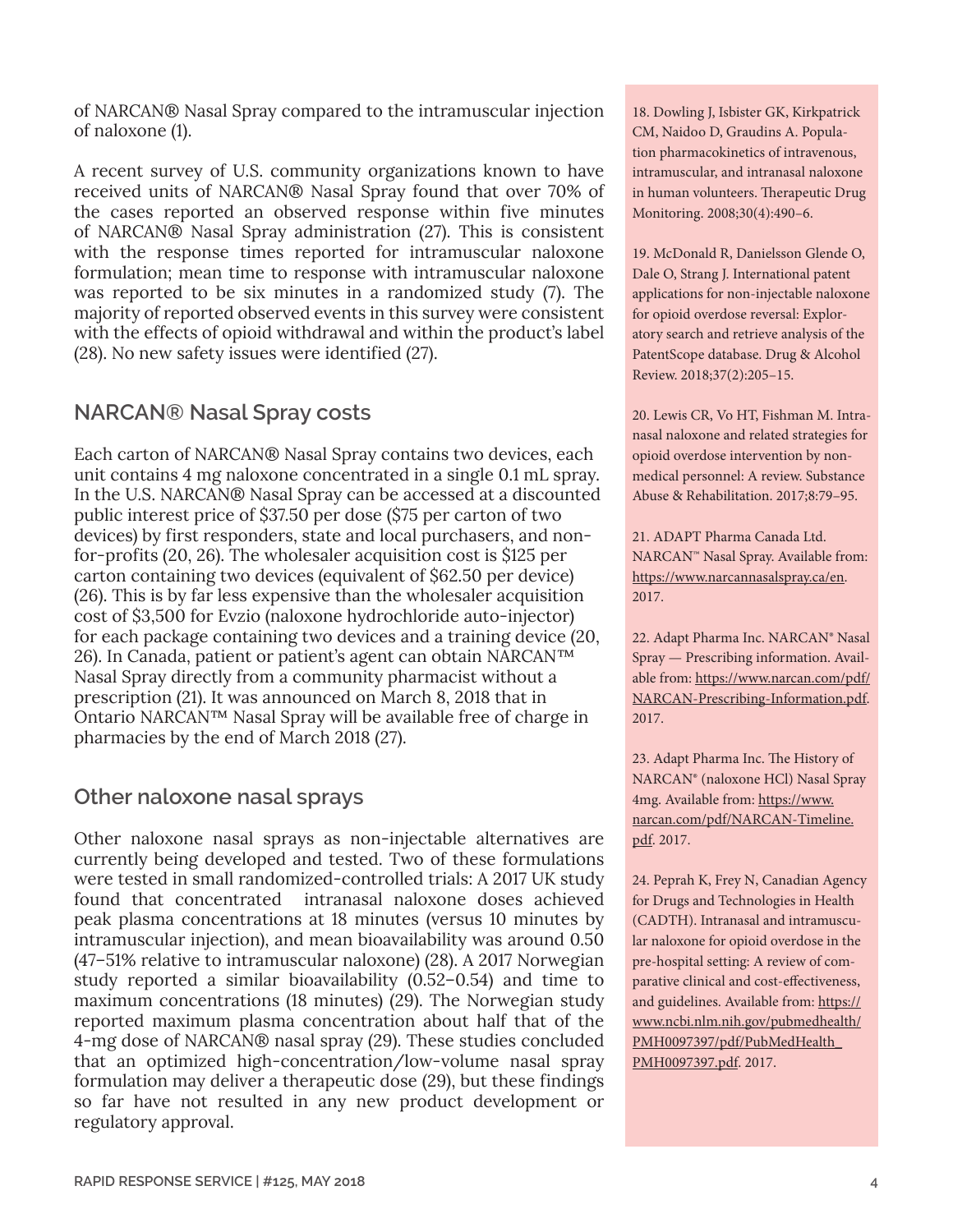of NARCAN® Nasal Spray compared to the intramuscular injection of naloxone (1).

A recent survey of U.S. community organizations known to have received units of NARCAN® Nasal Spray found that over 70% of the cases reported an observed response within five minutes of NARCAN® Nasal Spray administration (27). This is consistent with the response times reported for intramuscular naloxone formulation; mean time to response with intramuscular naloxone was reported to be six minutes in a randomized study (7). The majority of reported observed events in this survey were consistent with the effects of opioid withdrawal and within the product's label (28). No new safety issues were identified (27).

## NARCAN® Nasal Spray costs

Each carton of NARCAN® Nasal Spray contains two devices, each unit contains 4 mg naloxone concentrated in a single 0.1 mL spray. In the U.S. NARCAN® Nasal Spray can be accessed at a discounted public interest price of $37.50 per dose ($75 per carton of two devices) by first responders, state and local purchasers, and non-for-profits (20, 26). The wholesaler acquisition cost is $125 per carton containing two devices (equivalent of $62.50 per device) (26). This is by far less expensive than the wholesaler acquisition cost of $3,500 for Evzio (naloxone hydrochloride auto-injector) for each package containing two devices and a training device (20, 26). In Canada, patient or patient's agent can obtain NARCAN™ Nasal Spray directly from a community pharmacist without a prescription (21). It was announced on March 8, 2018 that in Ontario NARCAN™ Nasal Spray will be available free of charge in pharmacies by the end of March 2018 (27).

## Other naloxone nasal sprays

Other naloxone nasal sprays as non-injectable alternatives are currently being developed and tested. Two of these formulations were tested in small randomized-controlled trials: A 2017 UK study found that concentrated intranasal naloxone doses achieved peak plasma concentrations at 18 minutes (versus 10 minutes by intramuscular injection), and mean bioavailability was around 0.50 (47–51% relative to intramuscular naloxone) (28). A 2017 Norwegian study reported a similar bioavailability (0.52–0.54) and time to maximum concentrations (18 minutes) (29). The Norwegian study reported maximum plasma concentration about half that of the 4-mg dose of NARCAN® nasal spray (29). These studies concluded that an optimized high-concentration/low-volume nasal spray formulation may deliver a therapeutic dose (29), but these findings so far have not resulted in any new product development or regulatory approval.

18. Dowling J, Isbister GK, Kirkpatrick CM, Naidoo D, Graudins A. Population pharmacokinetics of intravenous, intramuscular, and intranasal naloxone in human volunteers. Therapeutic Drug Monitoring. 2008;30(4):490–6.

19. McDonald R, Danielsson Glende O, Dale O, Strang J. International patent applications for non-injectable naloxone for opioid overdose reversal: Exploratory search and retrieve analysis of the PatentScope database. Drug & Alcohol Review. 2018;37(2):205–15.

20. Lewis CR, Vo HT, Fishman M. Intranasal naloxone and related strategies for opioid overdose intervention by nonmedical personnel: A review. Substance Abuse & Rehabilitation. 2017;8:79–95.

21. ADAPT Pharma Canada Ltd. NARCAN™ Nasal Spray. Available from: https://www.narcannasalspray.ca/en. 2017.

22. Adapt Pharma Inc. NARCAN® Nasal Spray — Prescribing information. Available from: https://www.narcan.com/pdf/NARCAN-Prescribing-Information.pdf. 2017.

23. Adapt Pharma Inc. The History of NARCAN® (naloxone HCl) Nasal Spray 4mg. Available from: https://www.narcan.com/pdf/NARCAN-Timeline.pdf. 2017.

24. Peprah K, Frey N, Canadian Agency for Drugs and Technologies in Health (CADTH). Intranasal and intramuscular naloxone for opioid overdose in the pre-hospital setting: A review of comparative clinical and cost-effectiveness, and guidelines. Available from: https://www.ncbi.nlm.nih.gov/pubmedhealth/PMH0097397/pdf/PubMedHealth_PMH0097397.pdf. 2017.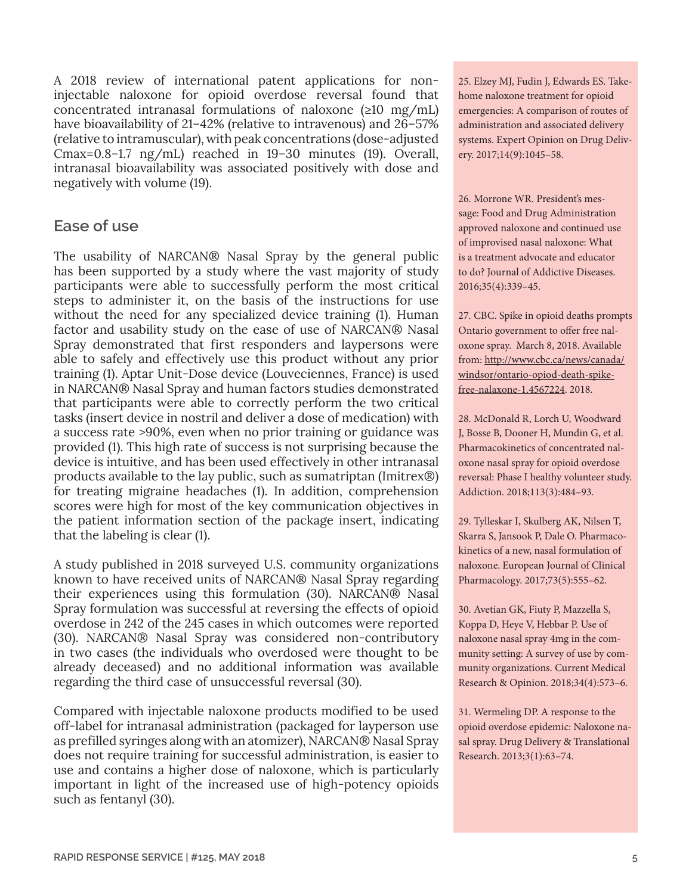A 2018 review of international patent applications for non-injectable naloxone for opioid overdose reversal found that concentrated intranasal formulations of naloxone (≥10 mg/mL) have bioavailability of 21–42% (relative to intravenous) and 26–57% (relative to intramuscular), with peak concentrations (dose-adjusted Cmax=0.8–1.7 ng/mL) reached in 19–30 minutes (19). Overall, intranasal bioavailability was associated positively with dose and negatively with volume (19).

## Ease of use

The usability of NARCAN® Nasal Spray by the general public has been supported by a study where the vast majority of study participants were able to successfully perform the most critical steps to administer it, on the basis of the instructions for use without the need for any specialized device training (1). Human factor and usability study on the ease of use of NARCAN® Nasal Spray demonstrated that first responders and laypersons were able to safely and effectively use this product without any prior training (1). Aptar Unit-Dose device (Louveciennes, France) is used in NARCAN® Nasal Spray and human factors studies demonstrated that participants were able to correctly perform the two critical tasks (insert device in nostril and deliver a dose of medication) with a success rate >90%, even when no prior training or guidance was provided (1). This high rate of success is not surprising because the device is intuitive, and has been used effectively in other intranasal products available to the lay public, such as sumatriptan (Imitrex®) for treating migraine headaches (1). In addition, comprehension scores were high for most of the key communication objectives in the patient information section of the package insert, indicating that the labeling is clear (1).

A study published in 2018 surveyed U.S. community organizations known to have received units of NARCAN® Nasal Spray regarding their experiences using this formulation (30). NARCAN® Nasal Spray formulation was successful at reversing the effects of opioid overdose in 242 of the 245 cases in which outcomes were reported (30). NARCAN® Nasal Spray was considered non-contributory in two cases (the individuals who overdosed were thought to be already deceased) and no additional information was available regarding the third case of unsuccessful reversal (30).

Compared with injectable naloxone products modified to be used off-label for intranasal administration (packaged for layperson use as prefilled syringes along with an atomizer), NARCAN® Nasal Spray does not require training for successful administration, is easier to use and contains a higher dose of naloxone, which is particularly important in light of the increased use of high-potency opioids such as fentanyl (30).

25. Elzey MJ, Fudin J, Edwards ES. Take-home naloxone treatment for opioid emergencies: A comparison of routes of administration and associated delivery systems. Expert Opinion on Drug Delivery. 2017;14(9):1045–58.

26. Morrone WR. President's message: Food and Drug Administration approved naloxone and continued use of improvised nasal naloxone: What is a treatment advocate and educator to do? Journal of Addictive Diseases. 2016;35(4):339–45.

27. CBC. Spike in opioid deaths prompts Ontario government to offer free naloxone spray. March 8, 2018. Available from: http://www.cbc.ca/news/canada/windsor/ontario-opiod-death-spike-free-nalaxone-1.4567224. 2018.

28. McDonald R, Lorch U, Woodward J, Bosse B, Dooner H, Mundin G, et al. Pharmacokinetics of concentrated naloxone nasal spray for opioid overdose reversal: Phase I healthy volunteer study. Addiction. 2018;113(3):484–93.

29. Tylleskar I, Skulberg AK, Nilsen T, Skarra S, Jansook P, Dale O. Pharmacokinetics of a new, nasal formulation of naloxone. European Journal of Clinical Pharmacology. 2017;73(5):555–62.

30. Avetian GK, Fiuty P, Mazzella S, Koppa D, Heye V, Hebbar P. Use of naloxone nasal spray 4mg in the community setting: A survey of use by community organizations. Current Medical Research & Opinion. 2018;34(4):573–6.

31. Wermeling DP. A response to the opioid overdose epidemic: Naloxone nasal spray. Drug Delivery & Translational Research. 2013;3(1):63–74.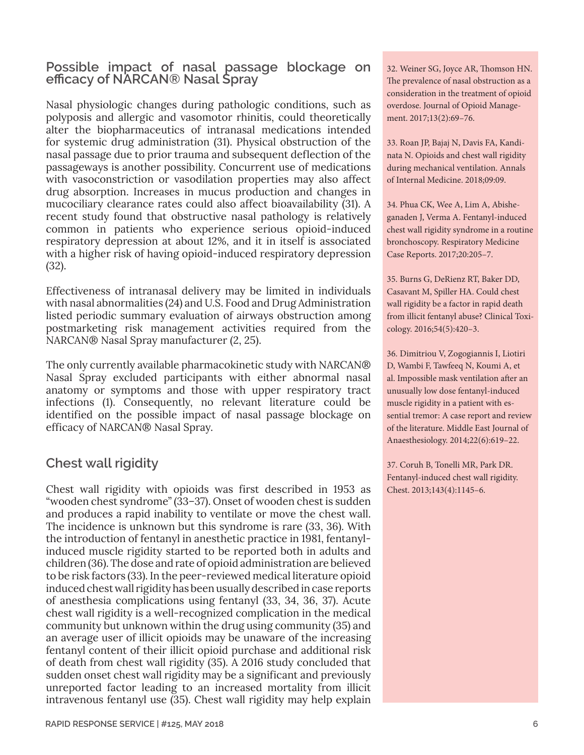## Possible impact of nasal passage blockage on efficacy of NARCAN® Nasal Spray

Nasal physiologic changes during pathologic conditions, such as polyposis and allergic and vasomotor rhinitis, could theoretically alter the biopharmaceutics of intranasal medications intended for systemic drug administration (31). Physical obstruction of the nasal passage due to prior trauma and subsequent deflection of the passageways is another possibility. Concurrent use of medications with vasoconstriction or vasodilation properties may also affect drug absorption. Increases in mucus production and changes in mucociliary clearance rates could also affect bioavailability (31). A recent study found that obstructive nasal pathology is relatively common in patients who experience serious opioid-induced respiratory depression at about 12%, and it in itself is associated with a higher risk of having opioid-induced respiratory depression (32).

Effectiveness of intranasal delivery may be limited in individuals with nasal abnormalities (24) and U.S. Food and Drug Administration listed periodic summary evaluation of airways obstruction among postmarketing risk management activities required from the NARCAN® Nasal Spray manufacturer (2, 25).

The only currently available pharmacokinetic study with NARCAN® Nasal Spray excluded participants with either abnormal nasal anatomy or symptoms and those with upper respiratory tract infections (1). Consequently, no relevant literature could be identified on the possible impact of nasal passage blockage on efficacy of NARCAN® Nasal Spray.

## Chest wall rigidity

Chest wall rigidity with opioids was first described in 1953 as "wooden chest syndrome" (33–37). Onset of wooden chest is sudden and produces a rapid inability to ventilate or move the chest wall. The incidence is unknown but this syndrome is rare (33, 36). With the introduction of fentanyl in anesthetic practice in 1981, fentanyl-induced muscle rigidity started to be reported both in adults and children (36). The dose and rate of opioid administration are believed to be risk factors (33). In the peer-reviewed medical literature opioid induced chest wall rigidity has been usually described in case reports of anesthesia complications using fentanyl (33, 34, 36, 37). Acute chest wall rigidity is a well-recognized complication in the medical community but unknown within the drug using community (35) and an average user of illicit opioids may be unaware of the increasing fentanyl content of their illicit opioid purchase and additional risk of death from chest wall rigidity (35). A 2016 study concluded that sudden onset chest wall rigidity may be a significant and previously unreported factor leading to an increased mortality from illicit intravenous fentanyl use (35). Chest wall rigidity may help explain

32. Weiner SG, Joyce AR, Thomson HN. The prevalence of nasal obstruction as a consideration in the treatment of opioid overdose. Journal of Opioid Management. 2017;13(2):69–76.

33. Roan JP, Bajaj N, Davis FA, Kandinata N. Opioids and chest wall rigidity during mechanical ventilation. Annals of Internal Medicine. 2018;09:09.

34. Phua CK, Wee A, Lim A, Abisheganaden J, Verma A. Fentanyl-induced chest wall rigidity syndrome in a routine bronchoscopy. Respiratory Medicine Case Reports. 2017;20:205–7.

35. Burns G, DeRienz RT, Baker DD, Casavant M, Spiller HA. Could chest wall rigidity be a factor in rapid death from illicit fentanyl abuse? Clinical Toxicology. 2016;54(5):420–3.

36. Dimitriou V, Zogogiannis I, Liotiri D, Wambi F, Tawfeeq N, Koumi A, et al. Impossible mask ventilation after an unusually low dose fentanyl-induced muscle rigidity in a patient with essential tremor: A case report and review of the literature. Middle East Journal of Anaesthesiology. 2014;22(6):619–22.

37. Coruh B, Tonelli MR, Park DR. Fentanyl-induced chest wall rigidity. Chest. 2013;143(4):1145–6.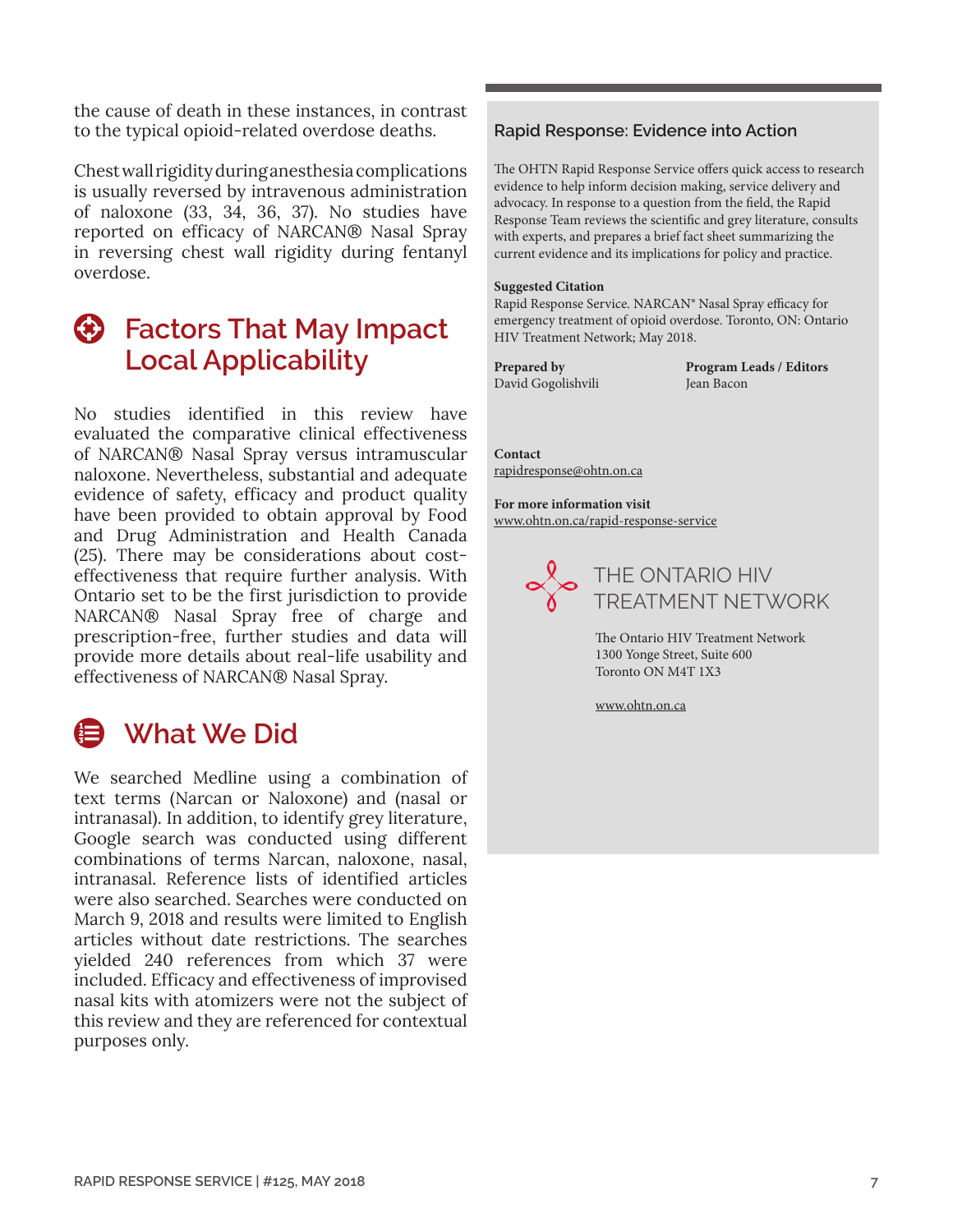the cause of death in these instances, in contrast to the typical opioid-related overdose deaths.

Chest wall rigidity during anesthesia complications is usually reversed by intravenous administration of naloxone (33, 34, 36, 37). No studies have reported on efficacy of NARCAN® Nasal Spray in reversing chest wall rigidity during fentanyl overdose.

## Factors That May Impact Local Applicability

No studies identified in this review have evaluated the comparative clinical effectiveness of NARCAN® Nasal Spray versus intramuscular naloxone. Nevertheless, substantial and adequate evidence of safety, efficacy and product quality have been provided to obtain approval by Food and Drug Administration and Health Canada (25). There may be considerations about cost-effectiveness that require further analysis. With Ontario set to be the first jurisdiction to provide NARCAN® Nasal Spray free of charge and prescription-free, further studies and data will provide more details about real-life usability and effectiveness of NARCAN® Nasal Spray.

## What We Did

We searched Medline using a combination of text terms (Narcan or Naloxone) and (nasal or intranasal). In addition, to identify grey literature, Google search was conducted using different combinations of terms Narcan, naloxone, nasal, intranasal. Reference lists of identified articles were also searched. Searches were conducted on March 9, 2018 and results were limited to English articles without date restrictions. The searches yielded 240 references from which 37 were included. Efficacy and effectiveness of improvised nasal kits with atomizers were not the subject of this review and they are referenced for contextual purposes only.

### Rapid Response: Evidence into Action

The OHTN Rapid Response Service offers quick access to research evidence to help inform decision making, service delivery and advocacy. In response to a question from the field, the Rapid Response Team reviews the scientific and grey literature, consults with experts, and prepares a brief fact sheet summarizing the current evidence and its implications for policy and practice.

**Suggested Citation**
Rapid Response Service. NARCAN® Nasal Spray efficacy for emergency treatment of opioid overdose. Toronto, ON: Ontario HIV Treatment Network; May 2018.

**Prepared by**
David Gogolishvili

**Program Leads / Editors**
Jean Bacon

**Contact**
rapidresponse@ohtn.on.ca

**For more information visit**
www.ohtn.on.ca/rapid-response-service

THE ONTARIO HIV TREATMENT NETWORK

The Ontario HIV Treatment Network
1300 Yonge Street, Suite 600
Toronto ON M4T 1X3

www.ohtn.on.ca